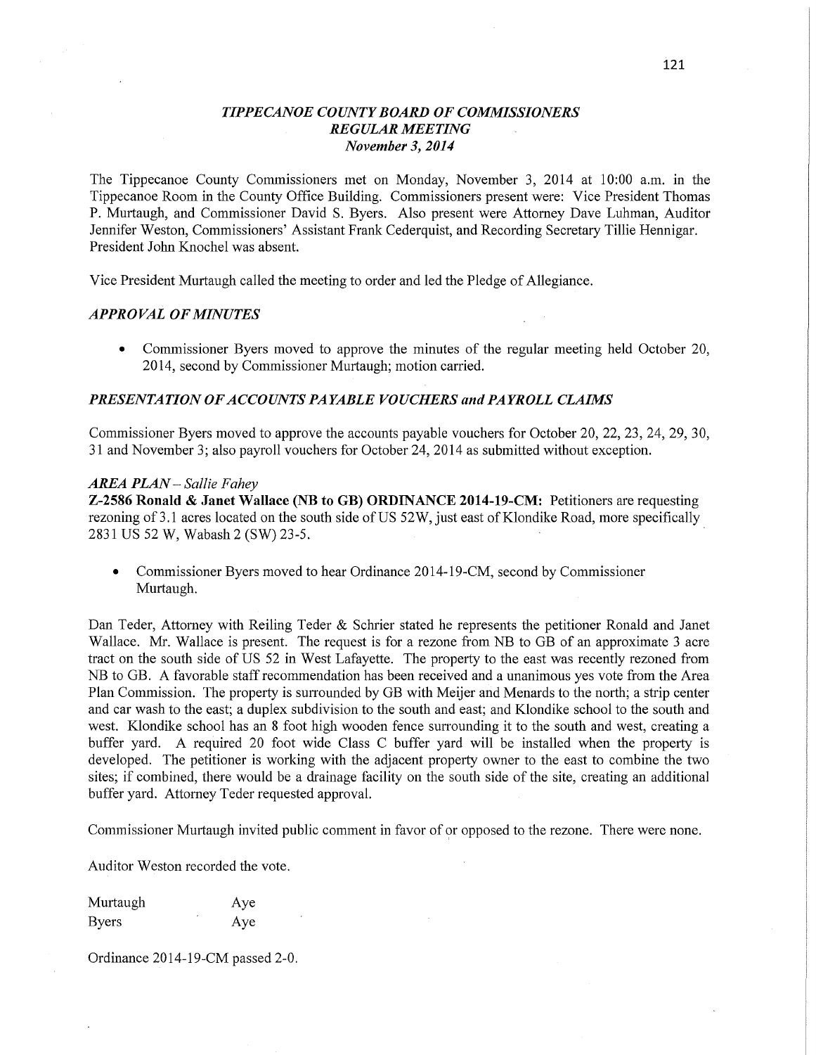# *TIPPECANOE COUNTY BOARD OF COMMISSIONERS*
## *REGULAR MEETING*
### *November 3, 2014*

The Tippecanoe County Commissioners met on Monday, November 3, 2014 at 10:00 a.m. in the Tippecanoe Room in the County Office Building. Commissioners present were: Vice President Thomas P. Murtaugh, and Commissioner David S. Byers. Also present were Attorney Dave Luhman, Auditor Jennifer Weston, Commissioners' Assistant Frank Cederquist, and Recording Secretary Tillie Hennigar. President John Knochel was absent.

Vice President Murtaugh called the meeting to order and led the Pledge of Allegiance.

### *APPROVAL OF MINUTES*

- Commissioner Byers moved to approve the minutes of the regular meeting held October 20, 2014, second by Commissioner Murtaugh; motion carried.

### *PRESENTATION OF ACCOUNTS PAYABLE VOUCHERS and PAYROLL CLAIMS*

Commissioner Byers moved to approve the accounts payable vouchers for October 20, 22, 23, 24, 29, 30, 31 and November 3; also payroll vouchers for October 24, 2014 as submitted without exception.

### *AREA PLAN – Sallie Fahey*

**Z-2586 Ronald & Janet Wallace (NB to GB) ORDINANCE 2014-19-CM:** Petitioners are requesting rezoning of 3.1 acres located on the south side of US 52W, just east of Klondike Road, more specifically 2831 US 52 W, Wabash 2 (SW) 23-5.

- Commissioner Byers moved to hear Ordinance 2014-19-CM, second by Commissioner Murtaugh.

Dan Teder, Attorney with Reiling Teder & Schrier stated he represents the petitioner Ronald and Janet Wallace. Mr. Wallace is present. The request is for a rezone from NB to GB of an approximate 3 acre tract on the south side of US 52 in West Lafayette. The property to the east was recently rezoned from NB to GB. A favorable staff recommendation has been received and a unanimous yes vote from the Area Plan Commission. The property is surrounded by GB with Meijer and Menards to the north; a strip center and car wash to the east; a duplex subdivision to the south and east; and Klondike school to the south and west. Klondike school has an 8 foot high wooden fence surrounding it to the south and west, creating a buffer yard. A required 20 foot wide Class C buffer yard will be installed when the property is developed. The petitioner is working with the adjacent property owner to the east to combine the two sites; if combined, there would be a drainage facility on the south side of the site, creating an additional buffer yard. Attorney Teder requested approval.

Commissioner Murtaugh invited public comment in favor of or opposed to the rezone. There were none.

Auditor Weston recorded the vote.

| | |
|---|---|
| Murtaugh | Aye |
| Byers | Aye |

Ordinance 2014-19-CM passed 2-0.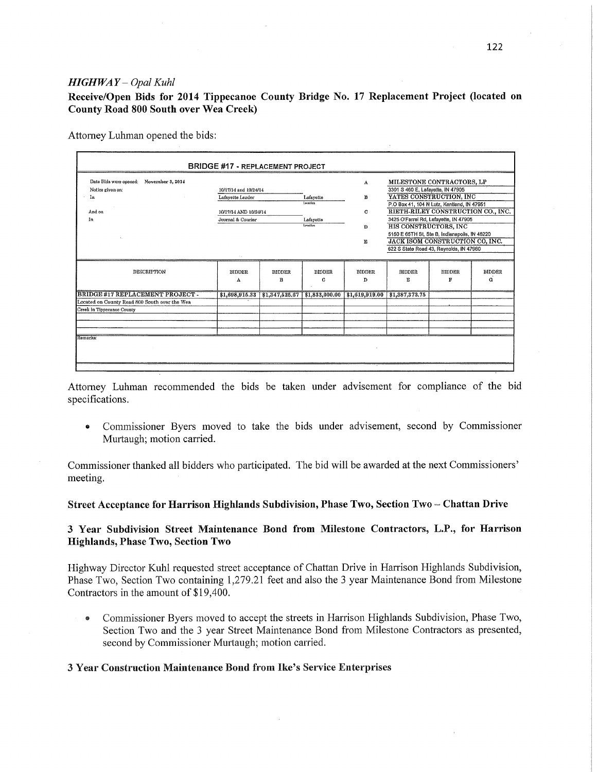*HIGHWAY – Opal Kuhl*

**Receive/Open Bids for 2014 Tippecanoe County Bridge No. 17 Replacement Project (located on County Road 800 South over Wea Creek)**

Attorney Luhman opened the bids:

**BRIDGE #17 - REPLACEMENT PROJECT**

| | | | | |
|---|---|---|---|---|
| Date Bids were opened: November 3, 2014 | | | A | MILESTONE CONTRACTORS, LP<br>3301 S 460 E, Lafayette, IN 47905 |
| Notice given on: | 10/17/14 and 10/24/14 | | | |
| In | Lafayette Leader | Lafayette<br>location | B | YATES CONSTRUCTION, INC<br>P.O Box 41, 104 N Lutz, Kentland, IN 47951 |
| And on | 10/17/14 AND 10/24/14 | | C | RIETH-RILEY CONSTRUCTION CO., INC.<br>3425 O'Farrel Rd, Lafayette, IN 47905 |
| In | Journal & Courier | Lafayette<br>location | D | HIS CONSTRUCTORS, INC<br>5150 E 65TH St, Ste B, Indianapolis, IN 46220 |
| | | | E | JACK ISOM CONSTRUCTION CO, INC.<br>622 S State Road 43, Reynolds, IN 47960 |

| DESCRIPTION | BIDDER A | BIDDER B | BIDDER C | BIDDER D | BIDDER E | BIDDER F | BIDDER G |
|---|---|---|---|---|---|---|---|
| BRIDGE #17 REPLACEMENT PROJECT - Located on County Road 800 South over the Wea Creek in Tippecanoe County | $1,698,915.33 | $1,347,525.67 | $1,833,000.00 | $1,619,919.00 | $1,387,373.75 | | |

Remarks:

Attorney Luhman recommended the bids be taken under advisement for compliance of the bid specifications.

- Commissioner Byers moved to take the bids under advisement, second by Commissioner Murtaugh; motion carried.

Commissioner thanked all bidders who participated. The bid will be awarded at the next Commissioners' meeting.

**Street Acceptance for Harrison Highlands Subdivision, Phase Two, Section Two – Chattan Drive**

**3 Year Subdivision Street Maintenance Bond from Milestone Contractors, L.P., for Harrison Highlands, Phase Two, Section Two**

Highway Director Kuhl requested street acceptance of Chattan Drive in Harrison Highlands Subdivision, Phase Two, Section Two containing 1,279.21 feet and also the 3 year Maintenance Bond from Milestone Contractors in the amount of $19,400.

- Commissioner Byers moved to accept the streets in Harrison Highlands Subdivision, Phase Two, Section Two and the 3 year Street Maintenance Bond from Milestone Contractors as presented, second by Commissioner Murtaugh; motion carried.

**3 Year Construction Maintenance Bond from Ike's Service Enterprises**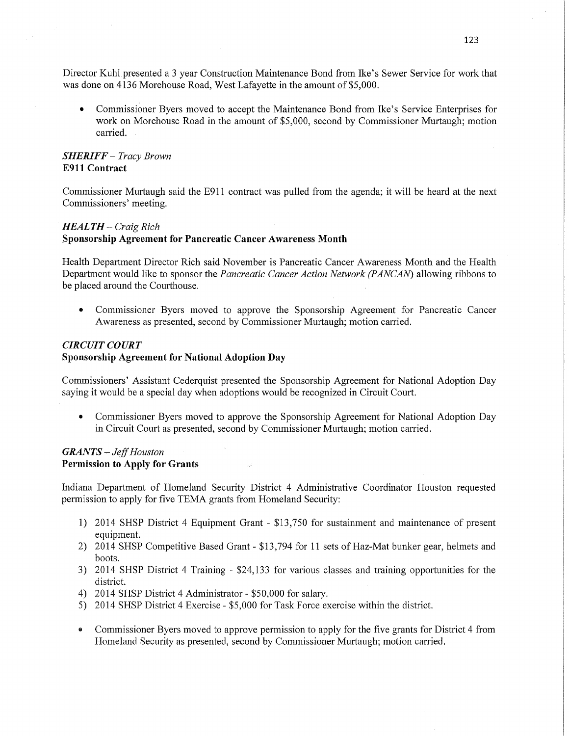Director Kuhl presented a 3 year Construction Maintenance Bond from Ike's Sewer Service for work that was done on 4136 Morehouse Road, West Lafayette in the amount of $5,000.

- Commissioner Byers moved to accept the Maintenance Bond from Ike's Service Enterprises for work on Morehouse Road in the amount of $5,000, second by Commissioner Murtaugh; motion carried.

### *SHERIFF – Tracy Brown*
**E911 Contract**

Commissioner Murtaugh said the E911 contract was pulled from the agenda; it will be heard at the next Commissioners' meeting.

### *HEALTH – Craig Rich*
**Sponsorship Agreement for Pancreatic Cancer Awareness Month**

Health Department Director Rich said November is Pancreatic Cancer Awareness Month and the Health Department would like to sponsor the *Pancreatic Cancer Action Network (PANCAN)* allowing ribbons to be placed around the Courthouse.

- Commissioner Byers moved to approve the Sponsorship Agreement for Pancreatic Cancer Awareness as presented, second by Commissioner Murtaugh; motion carried.

### *CIRCUIT COURT*
**Sponsorship Agreement for National Adoption Day**

Commissioners' Assistant Cederquist presented the Sponsorship Agreement for National Adoption Day saying it would be a special day when adoptions would be recognized in Circuit Court.

- Commissioner Byers moved to approve the Sponsorship Agreement for National Adoption Day in Circuit Court as presented, second by Commissioner Murtaugh; motion carried.

### *GRANTS – Jeff Houston*
**Permission to Apply for Grants**

Indiana Department of Homeland Security District 4 Administrative Coordinator Houston requested permission to apply for five TEMA grants from Homeland Security:

1) 2014 SHSP District 4 Equipment Grant - $13,750 for sustainment and maintenance of present equipment.
2) 2014 SHSP Competitive Based Grant - $13,794 for 11 sets of Haz-Mat bunker gear, helmets and boots.
3) 2014 SHSP District 4 Training - $24,133 for various classes and training opportunities for the district.
4) 2014 SHSP District 4 Administrator - $50,000 for salary.
5) 2014 SHSP District 4 Exercise - $5,000 for Task Force exercise within the district.

- Commissioner Byers moved to approve permission to apply for the five grants for District 4 from Homeland Security as presented, second by Commissioner Murtaugh; motion carried.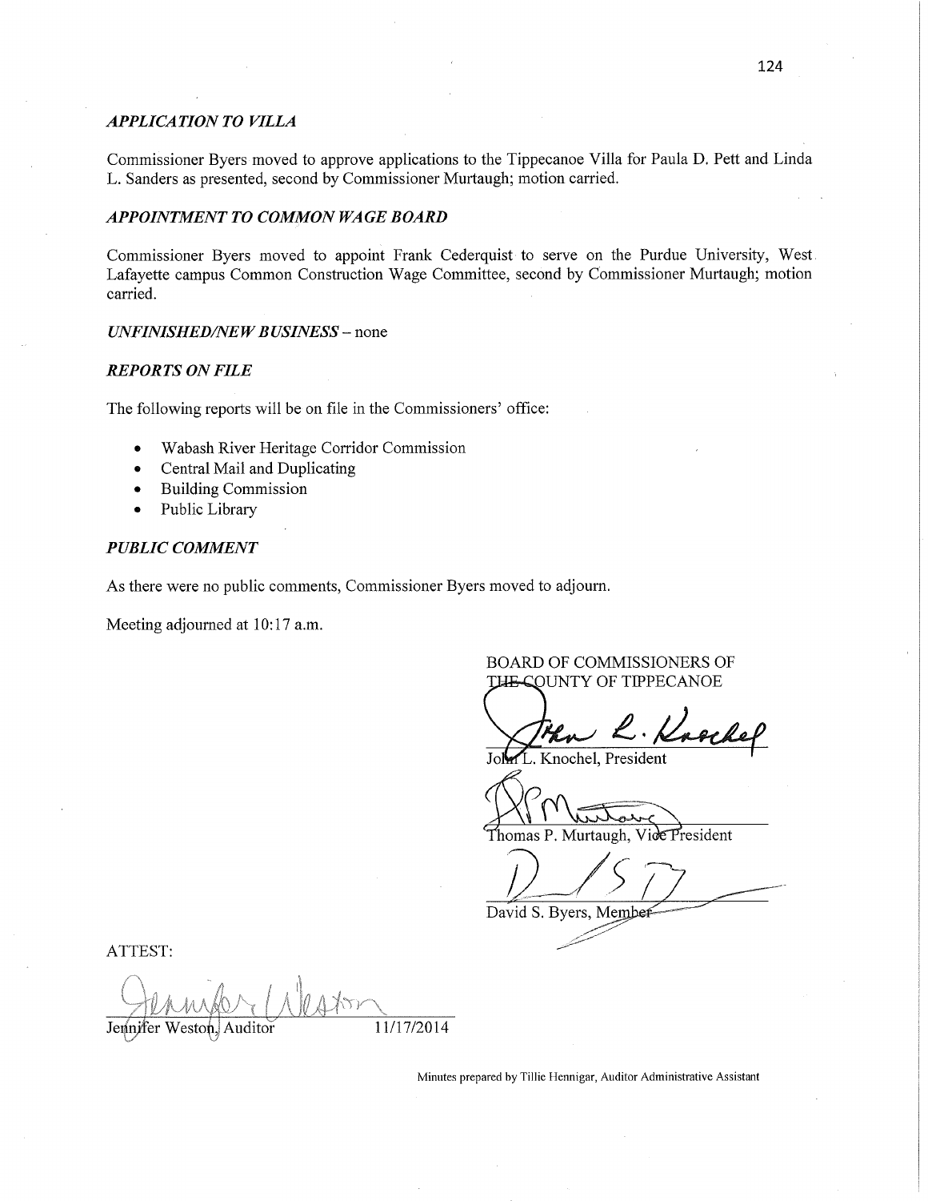### *APPLICATION TO VILLA*

Commissioner Byers moved to approve applications to the Tippecanoe Villa for Paula D. Pett and Linda L. Sanders as presented, second by Commissioner Murtaugh; motion carried.

### *APPOINTMENT TO COMMON WAGE BOARD*

Commissioner Byers moved to appoint Frank Cederquist to serve on the Purdue University, West Lafayette campus Common Construction Wage Committee, second by Commissioner Murtaugh; motion carried.

### *UNFINISHED/NEW BUSINESS* – none

### *REPORTS ON FILE*

The following reports will be on file in the Commissioners' office:

- Wabash River Heritage Corridor Commission
- Central Mail and Duplicating
- Building Commission
- Public Library

### *PUBLIC COMMENT*

As there were no public comments, Commissioner Byers moved to adjourn.

Meeting adjourned at 10:17 a.m.

BOARD OF COMMISSIONERS OF
THE COUNTY OF TIPPECANOE

John L. Knochel, President

Thomas P. Murtaugh, Vice President

David S. Byers, Member

ATTEST:

Jennifer Weston, Auditor 11/17/2014

Minutes prepared by Tillie Hennigar, Auditor Administrative Assistant